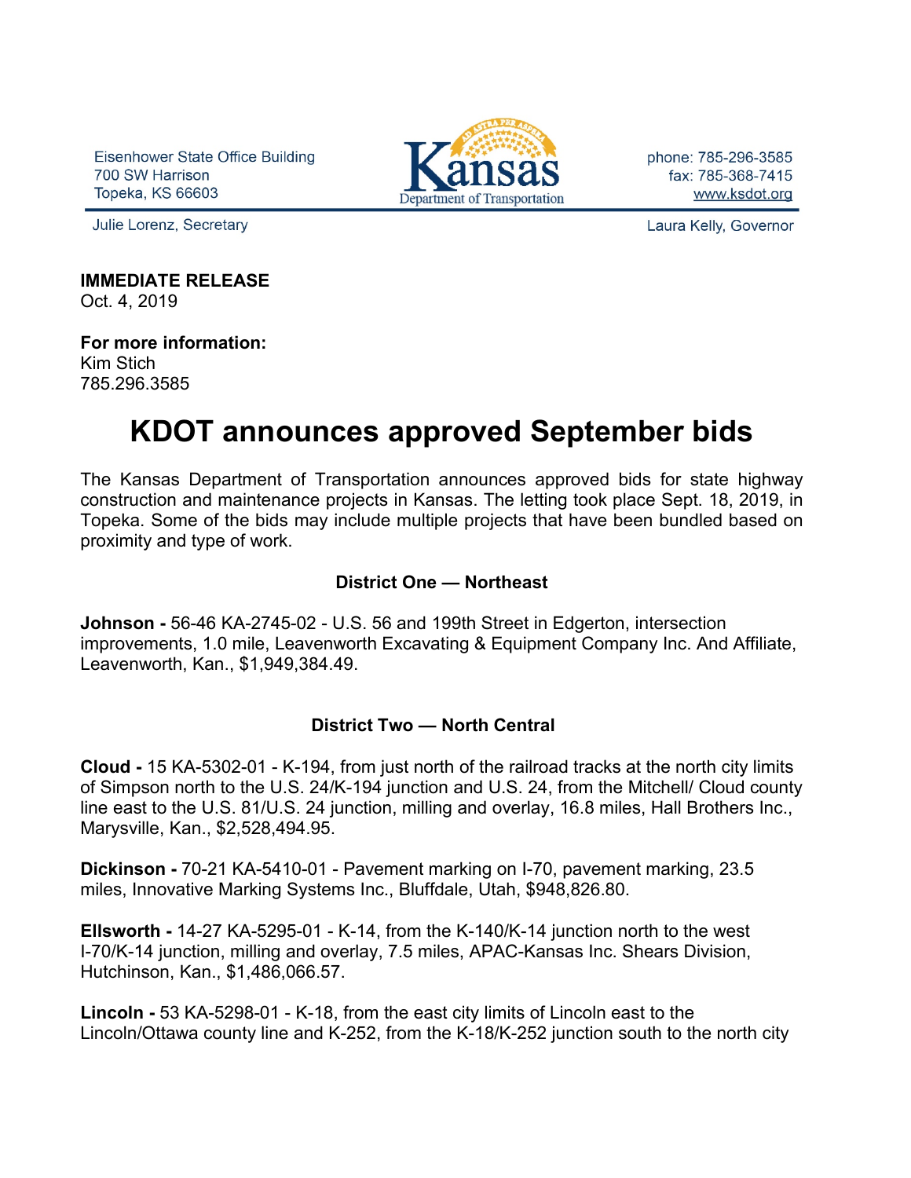Eisenhower State Office Building
700 SW Harrison
Topeka, KS 66603

Kansas Department of Transportation

phone: 785-296-3585
fax: 785-368-7415
www.ksdot.org

Julie Lorenz, Secretary

Laura Kelly, Governor

**IMMEDIATE RELEASE**
Oct. 4, 2019

**For more information:**
Kim Stich
785.296.3585

# KDOT announces approved September bids

The Kansas Department of Transportation announces approved bids for state highway construction and maintenance projects in Kansas. The letting took place Sept. 18, 2019, in Topeka. Some of the bids may include multiple projects that have been bundled based on proximity and type of work.

### District One — Northeast

**Johnson -** 56-46 KA-2745-02 - U.S. 56 and 199th Street in Edgerton, intersection improvements, 1.0 mile, Leavenworth Excavating & Equipment Company Inc. And Affiliate, Leavenworth, Kan., $1,949,384.49.

### District Two — North Central

**Cloud -** 15 KA-5302-01 - K-194, from just north of the railroad tracks at the north city limits of Simpson north to the U.S. 24/K-194 junction and U.S. 24, from the Mitchell/ Cloud county line east to the U.S. 81/U.S. 24 junction, milling and overlay, 16.8 miles, Hall Brothers Inc., Marysville, Kan., $2,528,494.95.

**Dickinson -** 70-21 KA-5410-01 - Pavement marking on I-70, pavement marking, 23.5 miles, Innovative Marking Systems Inc., Bluffdale, Utah, $948,826.80.

**Ellsworth -** 14-27 KA-5295-01 - K-14, from the K-140/K-14 junction north to the west I-70/K-14 junction, milling and overlay, 7.5 miles, APAC-Kansas Inc. Shears Division, Hutchinson, Kan., $1,486,066.57.

**Lincoln -** 53 KA-5298-01 - K-18, from the east city limits of Lincoln east to the Lincoln/Ottawa county line and K-252, from the K-18/K-252 junction south to the north city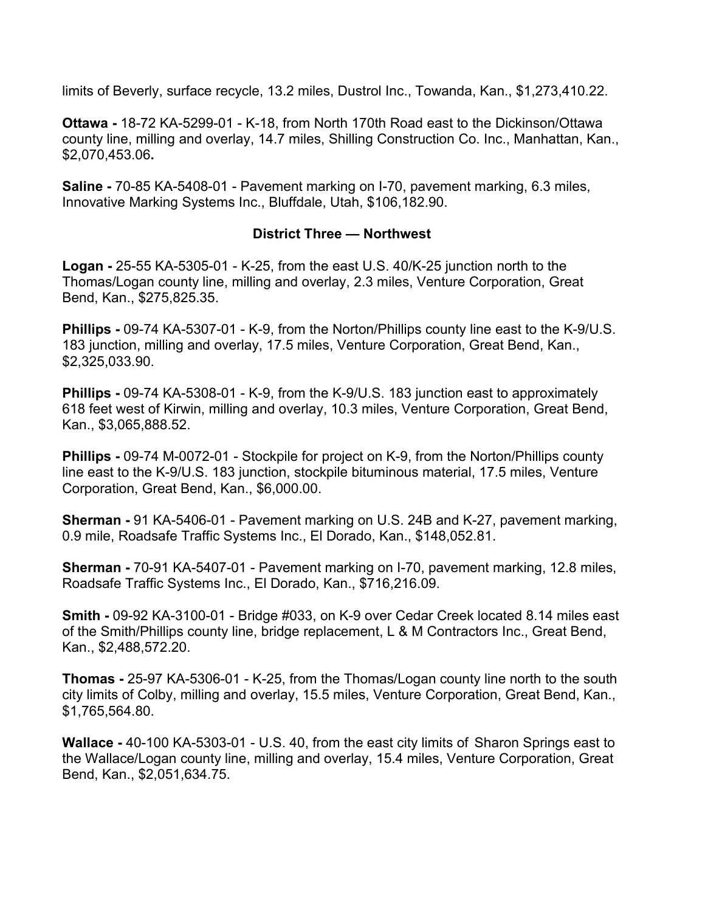limits of Beverly, surface recycle, 13.2 miles, Dustrol Inc., Towanda, Kan., $1,273,410.22.

**Ottawa -** 18-72 KA-5299-01 - K-18, from North 170th Road east to the Dickinson/Ottawa county line, milling and overlay, 14.7 miles, Shilling Construction Co. Inc., Manhattan, Kan., $2,070,453.06**.**

**Saline -** 70-85 KA-5408-01 - Pavement marking on I-70, pavement marking, 6.3 miles, Innovative Marking Systems Inc., Bluffdale, Utah, $106,182.90.

**District Three — Northwest**

**Logan -** 25-55 KA-5305-01 - K-25, from the east U.S. 40/K-25 junction north to the Thomas/Logan county line, milling and overlay, 2.3 miles, Venture Corporation, Great Bend, Kan., $275,825.35.

**Phillips -** 09-74 KA-5307-01 - K-9, from the Norton/Phillips county line east to the K-9/U.S. 183 junction, milling and overlay, 17.5 miles, Venture Corporation, Great Bend, Kan., $2,325,033.90.

**Phillips -** 09-74 KA-5308-01 - K-9, from the K-9/U.S. 183 junction east to approximately 618 feet west of Kirwin, milling and overlay, 10.3 miles, Venture Corporation, Great Bend, Kan., $3,065,888.52.

**Phillips -** 09-74 M-0072-01 - Stockpile for project on K-9, from the Norton/Phillips county line east to the K-9/U.S. 183 junction, stockpile bituminous material, 17.5 miles, Venture Corporation, Great Bend, Kan., $6,000.00.

**Sherman -** 91 KA-5406-01 - Pavement marking on U.S. 24B and K-27, pavement marking, 0.9 mile, Roadsafe Traffic Systems Inc., El Dorado, Kan., $148,052.81.

**Sherman -** 70-91 KA-5407-01 - Pavement marking on I-70, pavement marking, 12.8 miles, Roadsafe Traffic Systems Inc., El Dorado, Kan., $716,216.09.

**Smith -** 09-92 KA-3100-01 - Bridge #033, on K-9 over Cedar Creek located 8.14 miles east of the Smith/Phillips county line, bridge replacement, L & M Contractors Inc., Great Bend, Kan., $2,488,572.20.

**Thomas -** 25-97 KA-5306-01 - K-25, from the Thomas/Logan county line north to the south city limits of Colby, milling and overlay, 15.5 miles, Venture Corporation, Great Bend, Kan., $1,765,564.80.

**Wallace -** 40-100 KA-5303-01 - U.S. 40, from the east city limits of Sharon Springs east to the Wallace/Logan county line, milling and overlay, 15.4 miles, Venture Corporation, Great Bend, Kan., $2,051,634.75.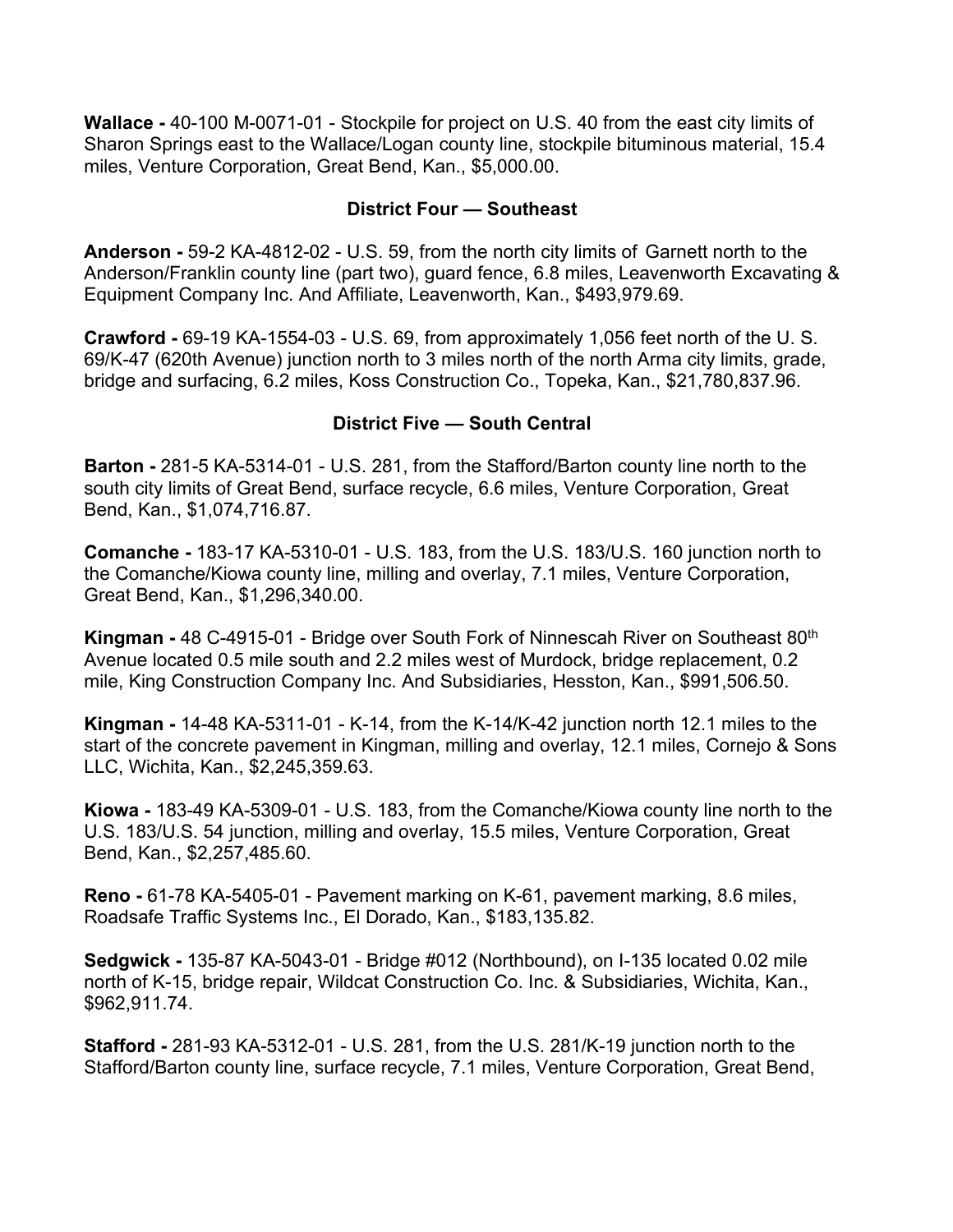**Wallace -** 40-100 M-0071-01 - Stockpile for project on U.S. 40 from the east city limits of Sharon Springs east to the Wallace/Logan county line, stockpile bituminous material, 15.4 miles, Venture Corporation, Great Bend, Kan., $5,000.00.

### District Four — Southeast

**Anderson -** 59-2 KA-4812-02 - U.S. 59, from the north city limits of Garnett north to the Anderson/Franklin county line (part two), guard fence, 6.8 miles, Leavenworth Excavating & Equipment Company Inc. And Affiliate, Leavenworth, Kan., $493,979.69.

**Crawford -** 69-19 KA-1554-03 - U.S. 69, from approximately 1,056 feet north of the U. S. 69/K-47 (620th Avenue) junction north to 3 miles north of the north Arma city limits, grade, bridge and surfacing, 6.2 miles, Koss Construction Co., Topeka, Kan., $21,780,837.96.

### District Five — South Central

**Barton -** 281-5 KA-5314-01 - U.S. 281, from the Stafford/Barton county line north to the south city limits of Great Bend, surface recycle, 6.6 miles, Venture Corporation, Great Bend, Kan., $1,074,716.87.

**Comanche -** 183-17 KA-5310-01 - U.S. 183, from the U.S. 183/U.S. 160 junction north to the Comanche/Kiowa county line, milling and overlay, 7.1 miles, Venture Corporation, Great Bend, Kan., $1,296,340.00.

**Kingman -** 48 C-4915-01 - Bridge over South Fork of Ninnescah River on Southeast 80th Avenue located 0.5 mile south and 2.2 miles west of Murdock, bridge replacement, 0.2 mile, King Construction Company Inc. And Subsidiaries, Hesston, Kan., $991,506.50.

**Kingman -** 14-48 KA-5311-01 - K-14, from the K-14/K-42 junction north 12.1 miles to the start of the concrete pavement in Kingman, milling and overlay, 12.1 miles, Cornejo & Sons LLC, Wichita, Kan., $2,245,359.63.

**Kiowa -** 183-49 KA-5309-01 - U.S. 183, from the Comanche/Kiowa county line north to the U.S. 183/U.S. 54 junction, milling and overlay, 15.5 miles, Venture Corporation, Great Bend, Kan., $2,257,485.60.

**Reno -** 61-78 KA-5405-01 - Pavement marking on K-61, pavement marking, 8.6 miles, Roadsafe Traffic Systems Inc., El Dorado, Kan., $183,135.82.

**Sedgwick -** 135-87 KA-5043-01 - Bridge #012 (Northbound), on I-135 located 0.02 mile north of K-15, bridge repair, Wildcat Construction Co. Inc. & Subsidiaries, Wichita, Kan., $962,911.74.

**Stafford -** 281-93 KA-5312-01 - U.S. 281, from the U.S. 281/K-19 junction north to the Stafford/Barton county line, surface recycle, 7.1 miles, Venture Corporation, Great Bend,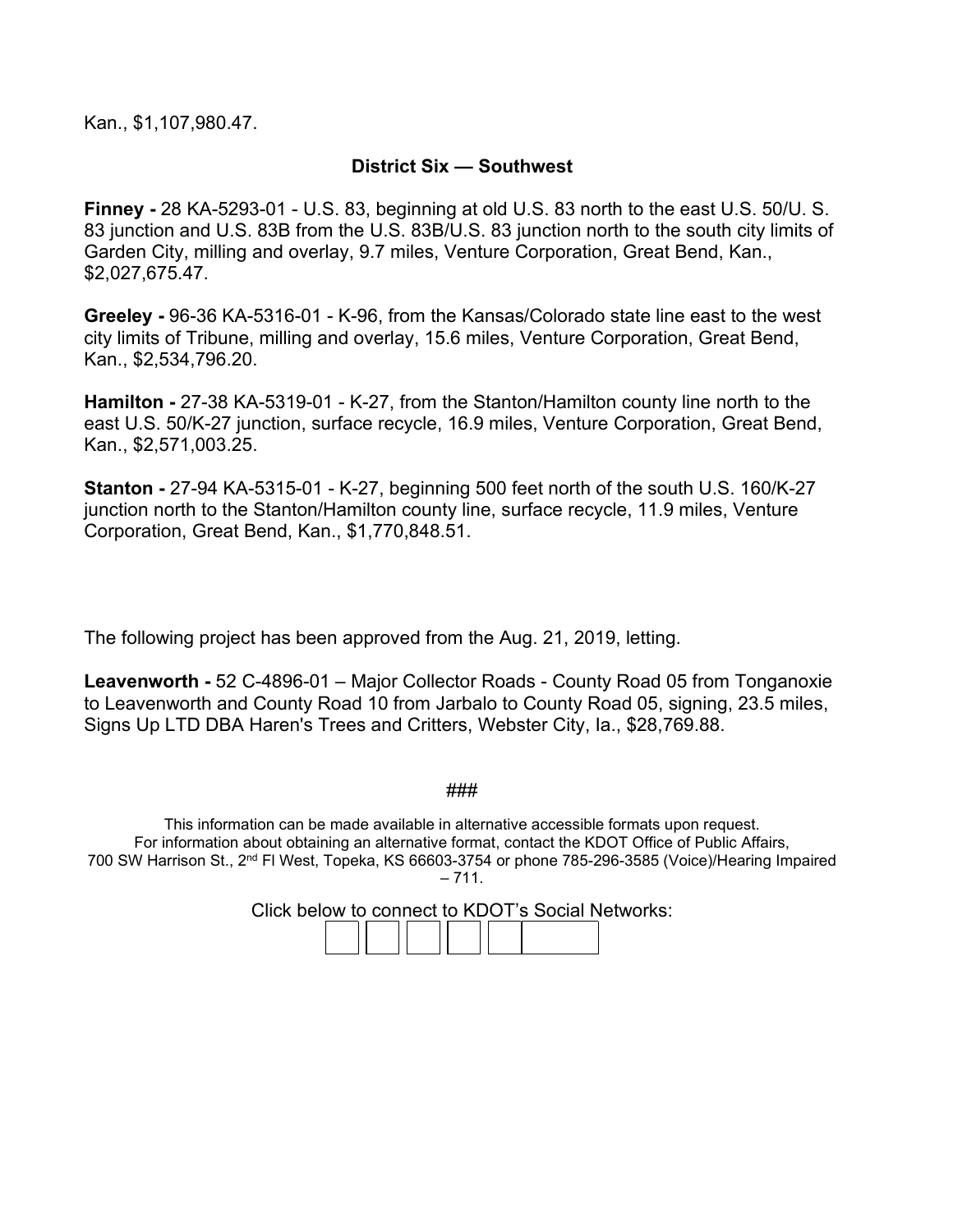Kan., $1,107,980.47.

## District Six — Southwest

**Finney -** 28 KA-5293-01 - U.S. 83, beginning at old U.S. 83 north to the east U.S. 50/U. S. 83 junction and U.S. 83B from the U.S. 83B/U.S. 83 junction north to the south city limits of Garden City, milling and overlay, 9.7 miles, Venture Corporation, Great Bend, Kan., $2,027,675.47.

**Greeley -** 96-36 KA-5316-01 - K-96, from the Kansas/Colorado state line east to the west city limits of Tribune, milling and overlay, 15.6 miles, Venture Corporation, Great Bend, Kan., $2,534,796.20.

**Hamilton -** 27-38 KA-5319-01 - K-27, from the Stanton/Hamilton county line north to the east U.S. 50/K-27 junction, surface recycle, 16.9 miles, Venture Corporation, Great Bend, Kan., $2,571,003.25.

**Stanton -** 27-94 KA-5315-01 - K-27, beginning 500 feet north of the south U.S. 160/K-27 junction north to the Stanton/Hamilton county line, surface recycle, 11.9 miles, Venture Corporation, Great Bend, Kan., $1,770,848.51.

The following project has been approved from the Aug. 21, 2019, letting.

**Leavenworth -** 52 C-4896-01 – Major Collector Roads - County Road 05 from Tonganoxie to Leavenworth and County Road 10 from Jarbalo to County Road 05, signing, 23.5 miles, Signs Up LTD DBA Haren's Trees and Critters, Webster City, Ia., $28,769.88.

###

This information can be made available in alternative accessible formats upon request. For information about obtaining an alternative format, contact the KDOT Office of Public Affairs, 700 SW Harrison St., 2nd Fl West, Topeka, KS 66603-3754 or phone 785-296-3585 (Voice)/Hearing Impaired – 711.

Click below to connect to KDOT's Social Networks: